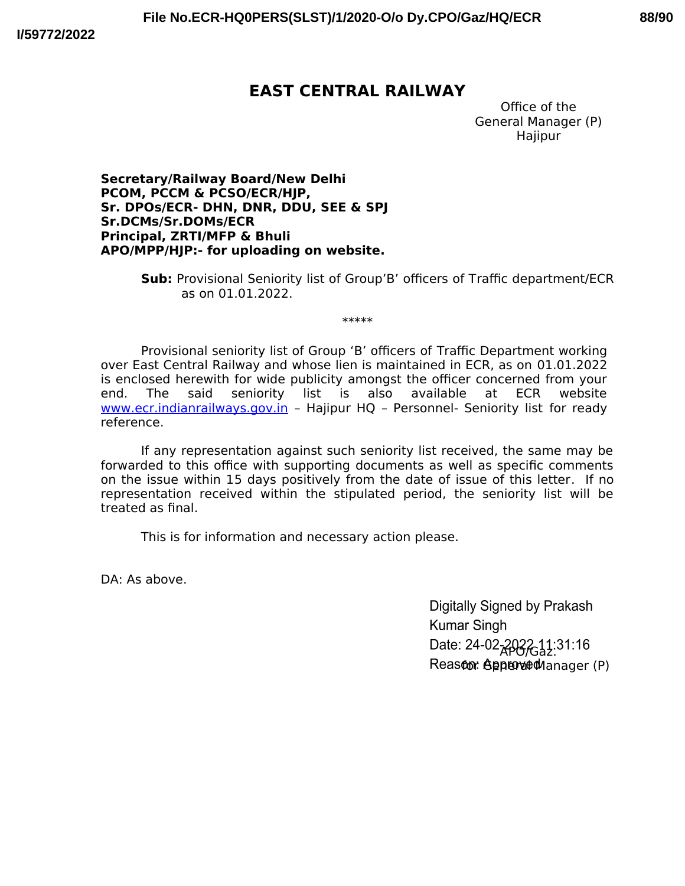# EAST CENTRAL RAILWAY

Office of the
General Manager (P)
Hajipur

**Secretary/Railway Board/New Delhi**
**PCOM, PCCM & PCSO/ECR/HJP,**
**Sr. DPOs/ECR- DHN, DNR, DDU, SEE & SPJ**
**Sr.DCMs/Sr.DOMs/ECR**
**Principal, ZRTI/MFP & Bhuli**
**APO/MPP/HJP:- for uploading on website.**

**Sub:** Provisional Seniority list of Group'B' officers of Traffic department/ECR as on 01.01.2022.

*****

Provisional seniority list of Group 'B' officers of Traffic Department working over East Central Railway and whose lien is maintained in ECR, as on 01.01.2022 is enclosed herewith for wide publicity amongst the officer concerned from your end. The said seniority list is also available at ECR website www.ecr.indianrailways.gov.in – Hajipur HQ – Personnel- Seniority list for ready reference.

If any representation against such seniority list received, the same may be forwarded to this office with supporting documents as well as specific comments on the issue within 15 days positively from the date of issue of this letter. If no representation received within the stipulated period, the seniority list will be treated as final.

This is for information and necessary action please.

DA: As above.

Digitally Signed by Prakash Kumar Singh
Date: 24-02-2022 11:31:16
Reason: Approved

APO/Gaz.
for General Manager (P)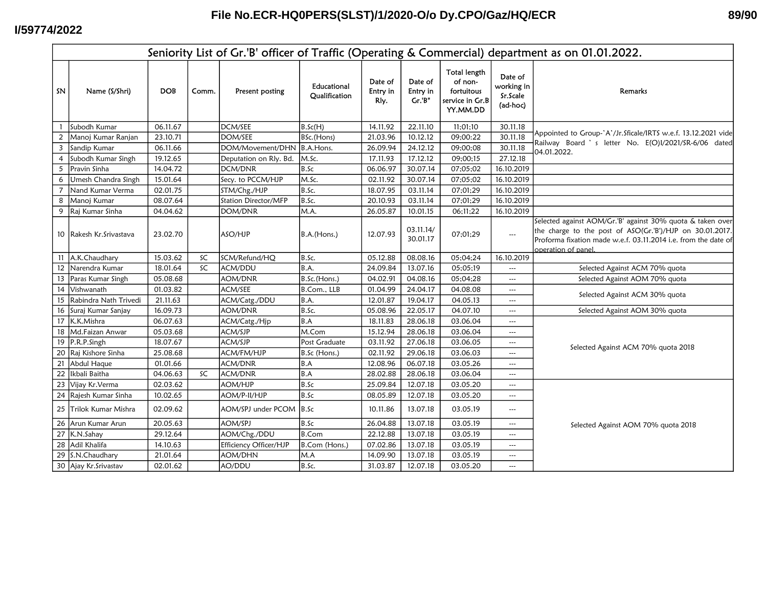File No.ECR-HQ0PERS(SLST)/1/2020-O/o Dy.CPO/Gaz/HQ/ECR

I/59774/2022

# Seniority List of Gr.'B' officer of Traffic (Operating & Commercial) department as on 01.01.2022.

| SN | Name (S/Shri) | DOB | Comm. | Present posting | Educational Qualification | Date of Entry in Rly. | Date of Entry in Gr.'B" | Total length of non-fortuitous service in Gr.B YY.MM.DD | Date of working in Sr.Scale (ad-hoc) | Remarks |
|---|---|---|---|---|---|---|---|---|---|---|
| 1 | Subodh Kumar | 06.11.67 | | DCM/SEE | B.Sc(H) | 14.11.92 | 22.11.10 | 11;01;10 | 30.11.18 | Appointed to Group-'A'/Jr.Sficale/IRTS w.e.f. 13.12.2021 vide Railway Board ' s letter No. E(O)I/2021/SR-6/06 dated 04.01.2022. |
| 2 | Manoj Kumar Ranjan | 23.10.71 | | DOM/SEE | BSc.(Hons) | 21.03.96 | 10.12.12 | 09;00;22 | 30.11.18 | |
| 3 | Sandip Kumar | 06.11.66 | | DOM/Movement/DHN | B.A.Hons. | 26.09.94 | 24.12.12 | 09;00;08 | 30.11.18 | |
| 4 | Subodh Kumar Singh | 19.12.65 | | Deputation on Rly. Bd. | M.Sc. | 17.11.93 | 17.12.12 | 09;00;15 | 27.12.18 | |
| 5 | Pravin Sinha | 14.04.72 | | DCM/DNR | B.Sc | 06.06.97 | 30.07.14 | 07;05;02 | 16.10.2019 | |
| 6 | Umesh Chandra Singh | 15.01.64 | | Secy. to PCCM/HJP | M.Sc. | 02.11.92 | 30.07.14 | 07;05;02 | 16.10.2019 | |
| 7 | Nand Kumar Verma | 02.01.75 | | STM/Chg./HJP | B.Sc. | 18.07.95 | 03.11.14 | 07;01;29 | 16.10.2019 | |
| 8 | Manoj Kumar | 08.07.64 | | Station Director/MFP | B.Sc. | 20.10.93 | 03.11.14 | 07;01;29 | 16.10.2019 | |
| 9 | Raj Kumar Sinha | 04.04.62 | | DOM/DNR | M.A. | 26.05.87 | 10.01.15 | 06;11;22 | 16.10.2019 | |
| 10 | Rakesh Kr.Srivastava | 23.02.70 | | ASO/HJP | B.A.(Hons.) | 12.07.93 | 03.11.14/ 30.01.17 | 07;01;29 | --- | Selected against AOM/Gr.'B' against 30% quota & taken over the charge to the post of ASO(Gr.'B')/HJP on 30.01.2017. Proforma fixation made w.e.f. 03.11.2014 i.e. from the date of operation of panel. |
| 11 | A.K.Chaudhary | 15.03.62 | SC | SCM/Refund/HQ | B.Sc. | 05.12.88 | 08.08.16 | 05;04;24 | 16.10.2019 | |
| 12 | Narendra Kumar | 18.01.64 | SC | ACM/DDU | B.A. | 24.09.84 | 13.07.16 | 05;05;19 | --- | Selected Against ACM 70% quota |
| 13 | Paras Kumar Singh | 05.08.68 | | AOM/DNR | B.Sc.(Hons.) | 04.02.91 | 04.08.16 | 05;04;28 | --- | Selected Against AOM 70% quota |
| 14 | Vishwanath | 01.03.82 | | ACM/SEE | B.Com., LLB | 01.04.99 | 24.04.17 | 04.08.08 | --- | Selected Against ACM 30% quota |
| 15 | Rabindra Nath Trivedi | 21.11.63 | | ACM/Catg./DDU | B.A. | 12.01.87 | 19.04.17 | 04.05.13 | --- | |
| 16 | Suraj Kumar Sanjay | 16.09.73 | | AOM/DNR | B.Sc. | 05.08.96 | 22.05.17 | 04.07.10 | --- | Selected Against AOM 30% quota |
| 17 | K.K.Mishra | 06.07.63 | | ACM/Catg./Hjp | B.A | 18.11.83 | 28.06.18 | 03.06.04 | --- | Selected Against ACM 70% quota 2018 |
| 18 | Md.Faizan Anwar | 05.03.68 | | ACM/SJP | M.Com | 15.12.94 | 28.06.18 | 03.06.04 | --- | |
| 19 | P.R.P.Singh | 18.07.67 | | ACM/SJP | Post Graduate | 03.11.92 | 27.06.18 | 03.06.05 | --- | |
| 20 | Raj Kishore Sinha | 25.08.68 | | ACM/FM/HJP | B.Sc (Hons.) | 02.11.92 | 29.06.18 | 03.06.03 | --- | |
| 21 | Abdul Haque | 01.01.66 | | ACM/DNR | B.A | 12.08.96 | 06.07.18 | 03.05.26 | --- | |
| 22 | Ikbali Baitha | 04.06.63 | SC | ACM/DNR | B.A | 28.02.88 | 28.06.18 | 03.06.04 | --- | |
| 23 | Vijay Kr.Verma | 02.03.62 | | AOM/HJP | B.Sc | 25.09.84 | 12.07.18 | 03.05.20 | --- | Selected Against AOM 70% quota 2018 |
| 24 | Rajesh Kumar Sinha | 10.02.65 | | AOM/P-II/HJP | B.Sc | 08.05.89 | 12.07.18 | 03.05.20 | --- | |
| 25 | Trilok Kumar Mishra | 02.09.62 | | AOM/SPJ under PCOM | B.Sc | 10.11.86 | 13.07.18 | 03.05.19 | --- | |
| 26 | Arun Kumar Arun | 20.05.63 | | AOM/SPJ | B.Sc | 26.04.88 | 13.07.18 | 03.05.19 | --- | |
| 27 | K.N.Sahay | 29.12.64 | | AOM/Chg./DDU | B.Com | 22.12.88 | 13.07.18 | 03.05.19 | --- | |
| 28 | Adil Khalifa | 14.10.63 | | Efficiency Officer/HJP | B.Com (Hons.) | 07.02.86 | 13.07.18 | 03.05.19 | --- | |
| 29 | S.N.Chaudhary | 21.01.64 | | AOM/DHN | M.A | 14.09.90 | 13.07.18 | 03.05.19 | --- | |
| 30 | Ajay Kr.Srivastav | 02.01.62 | | AO/DDU | B.Sc. | 31.03.87 | 12.07.18 | 03.05.20 | --- | |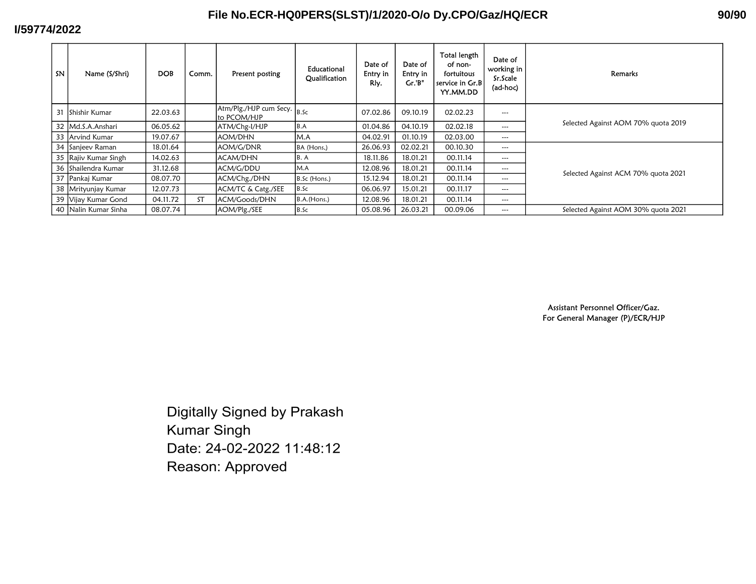File No.ECR-HQ0PERS(SLST)/1/2020-O/o Dy.CPO/Gaz/HQ/ECR

I/59774/2022

| SN | Name (S/Shri) | DOB | Comm. | Present posting | Educational Qualification | Date of Entry in Rly. | Date of Entry in Gr.'B" | Total length of non-fortuitous service in Gr.B YY.MM.DD | Date of working in Sr.Scale (ad-hoc) | Remarks |
|---|---|---|---|---|---|---|---|---|---|---|
| 31 | Shishir Kumar | 22.03.63 | | Atm/Plg./HJP cum Secy. to PCOM/HJP | B.Sc | 07.02.86 | 09.10.19 | 02.02.23 | --- | Selected Against AOM 70% quota 2019 |
| 32 | Md.S.A.Anshari | 06.05.62 | | ATM/Chg-I/HJP | B.A | 01.04.86 | 04.10.19 | 02.02.18 | --- | |
| 33 | Arvind Kumar | 19.07.67 | | AOM/DHN | M.A | 04.02.91 | 01.10.19 | 02.03.00 | --- | |
| 34 | Sanjeev Raman | 18.01.64 | | AOM/G/DNR | BA (Hons,) | 26.06.93 | 02.02.21 | 00.10.30 | --- | Selected Against ACM 70% quota 2021 |
| 35 | Rajiv Kumar Singh | 14.02.63 | | ACAM/DHN | B. A | 18.11.86 | 18.01.21 | 00.11.14 | --- | |
| 36 | Shailendra Kumar | 31.12.68 | | ACM/G/DDU | M.A | 12.08.96 | 18.01.21 | 00.11.14 | --- | |
| 37 | Pankaj Kumar | 08.07.70 | | ACM/Chg./DHN | B.Sc (Hons.) | 15.12.94 | 18.01.21 | 00.11.14 | --- | |
| 38 | Mrityunjay Kumar | 12.07.73 | | ACM/TC & Catg./SEE | B.Sc | 06.06.97 | 15.01.21 | 00.11.17 | --- | |
| 39 | Vijay Kumar Gond | 04.11.72 | ST | ACM/Goods/DHN | B.A.(Hons.) | 12.08.96 | 18.01.21 | 00.11.14 | --- | |
| 40 | Nalin Kumar Sinha | 08.07.74 | | AOM/Plg./SEE | B.Sc | 05.08.96 | 26.03.21 | 00.09.06 | --- | Selected Against AOM 30% quota 2021 |

Assistant Personnel Officer/Gaz.
For General Manager (P)/ECR/HJP

Digitally Signed by Prakash Kumar Singh
Date: 24-02-2022 11:48:12
Reason: Approved